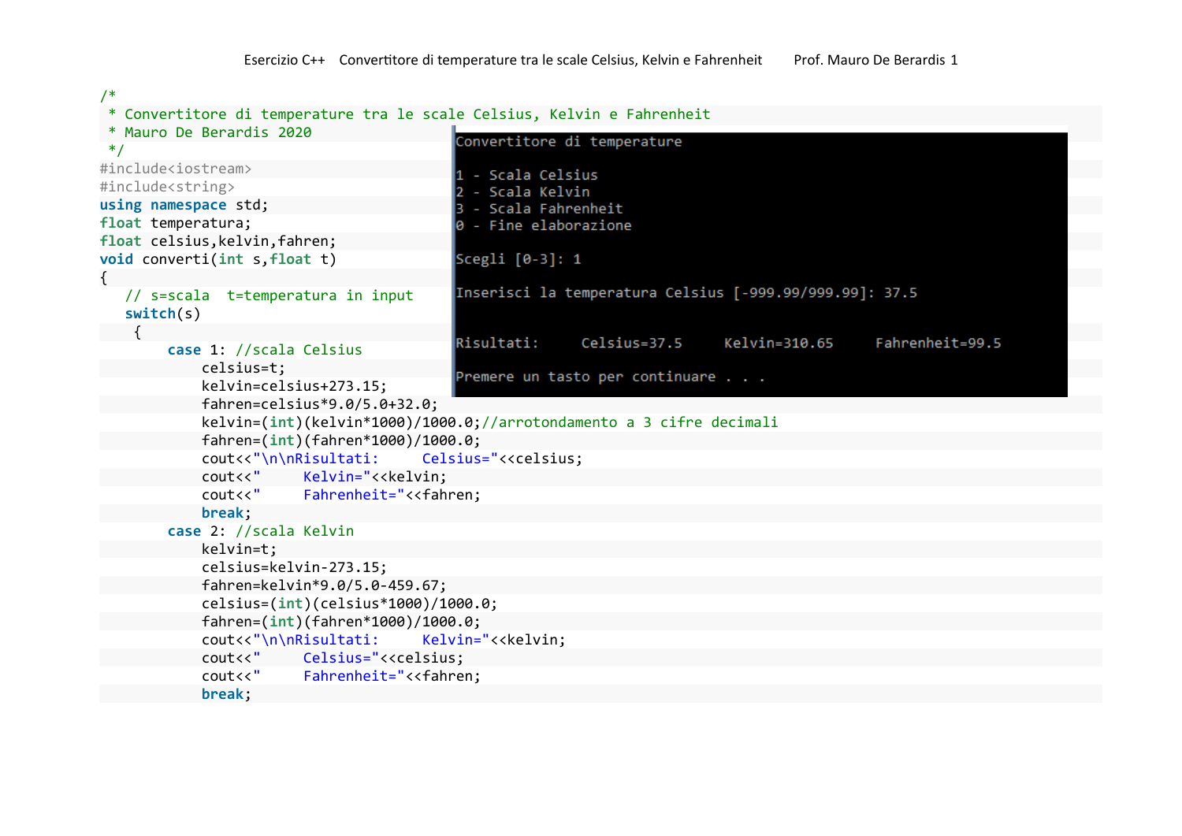```cpp
/*
 * Convertitore di temperature tra le scale Celsius, Kelvin e Fahrenheit
 * Mauro De Berardis 2020
 */
#include<iostream>
#include<string>
using namespace std;
float temperatura;
float celsius,kelvin,fahren;
void converti(int s,float t)
{
   // s=scala  t=temperatura in input
   switch(s)
    {
        case 1: //scala Celsius
            celsius=t;
            kelvin=celsius+273.15;
            fahren=celsius*9.0/5.0+32.0;
            kelvin=(int)(kelvin*1000)/1000.0;//arrotondamento a 3 cifre decimali
            fahren=(int)(fahren*1000)/1000.0;
            cout<<"\n\nRisultati:     Celsius="<<celsius;
            cout<<"     Kelvin="<<kelvin;
            cout<<"     Fahrenheit="<<fahren;
            break;
        case 2: //scala Kelvin
            kelvin=t;
            celsius=kelvin-273.15;
            fahren=kelvin*9.0/5.0-459.67;
            celsius=(int)(celsius*1000)/1000.0;
            fahren=(int)(fahren*1000)/1000.0;
            cout<<"\n\nRisultati:     Kelvin="<<kelvin;
            cout<<"     Celsius="<<celsius;
            cout<<"     Fahrenheit="<<fahren;
            break;
```

```
Convertitore di temperature

1 - Scala Celsius
2 - Scala Kelvin
3 - Scala Fahrenheit
0 - Fine elaborazione

Scegli [0-3]: 1

Inserisci la temperatura Celsius [-999.99/999.99]: 37.5


Risultati:     Celsius=37.5     Kelvin=310.65     Fahrenheit=99.5

Premere un tasto per continuare . . .
```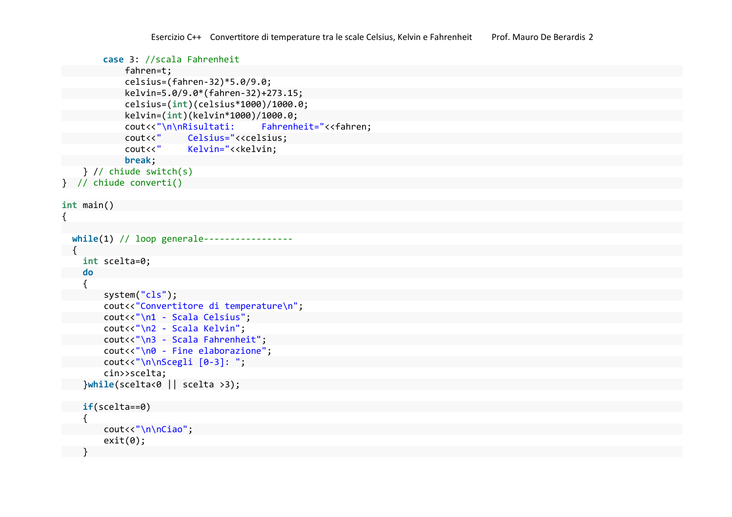```cpp
        case 3: //scala Fahrenheit
            fahren=t;
            celsius=(fahren-32)*5.0/9.0;
            kelvin=5.0/9.0*(fahren-32)+273.15;
            celsius=(int)(celsius*1000)/1000.0;
            kelvin=(int)(kelvin*1000)/1000.0;
            cout<<"\n\nRisultati:     Fahrenheit="<<fahren;
            cout<<"     Celsius="<<celsius;
            cout<<"     Kelvin="<<kelvin;
            break;
    } // chiude switch(s)
}  // chiude converti()

int main()
{

  while(1) // loop generale-----------------
  {
    int scelta=0;
    do
    {
        system("cls");
        cout<<"Convertitore di temperature\n";
        cout<<"\n1 - Scala Celsius";
        cout<<"\n2 - Scala Kelvin";
        cout<<"\n3 - Scala Fahrenheit";
        cout<<"\n0 - Fine elaborazione";
        cout<<"\n\nScegli [0-3]: ";
        cin>>scelta;
    }while(scelta<0 || scelta >3);

    if(scelta==0)
    {
        cout<<"\n\nCiao";
        exit(0);
    }
```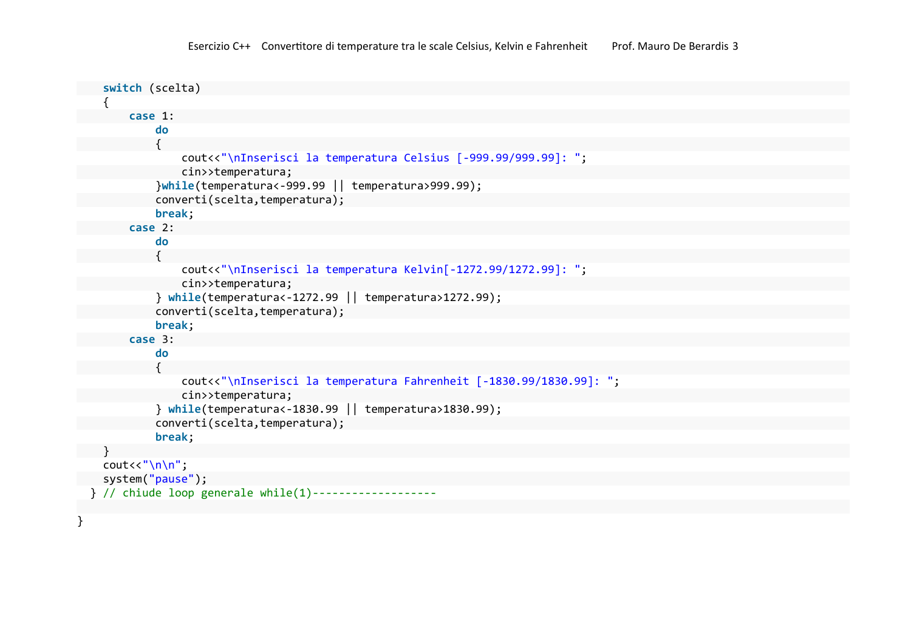```cpp
    switch (scelta)
    {
        case 1:
            do
            {
                cout<<"\nInserisci la temperatura Celsius [-999.99/999.99]: ";
                cin>>temperatura;
            }while(temperatura<-999.99 || temperatura>999.99);
            converti(scelta,temperatura);
            break;
        case 2:
            do
            {
                cout<<"\nInserisci la temperatura Kelvin[-1272.99/1272.99]: ";
                cin>>temperatura;
            } while(temperatura<-1272.99 || temperatura>1272.99);
            converti(scelta,temperatura);
            break;
        case 3:
            do
            {
                cout<<"\nInserisci la temperatura Fahrenheit [-1830.99/1830.99]: ";
                cin>>temperatura;
            } while(temperatura<-1830.99 || temperatura>1830.99);
            converti(scelta,temperatura);
            break;
    }
    cout<<"\n\n";
    system("pause");
  } // chiude loop generale while(1)-------------------

}
```